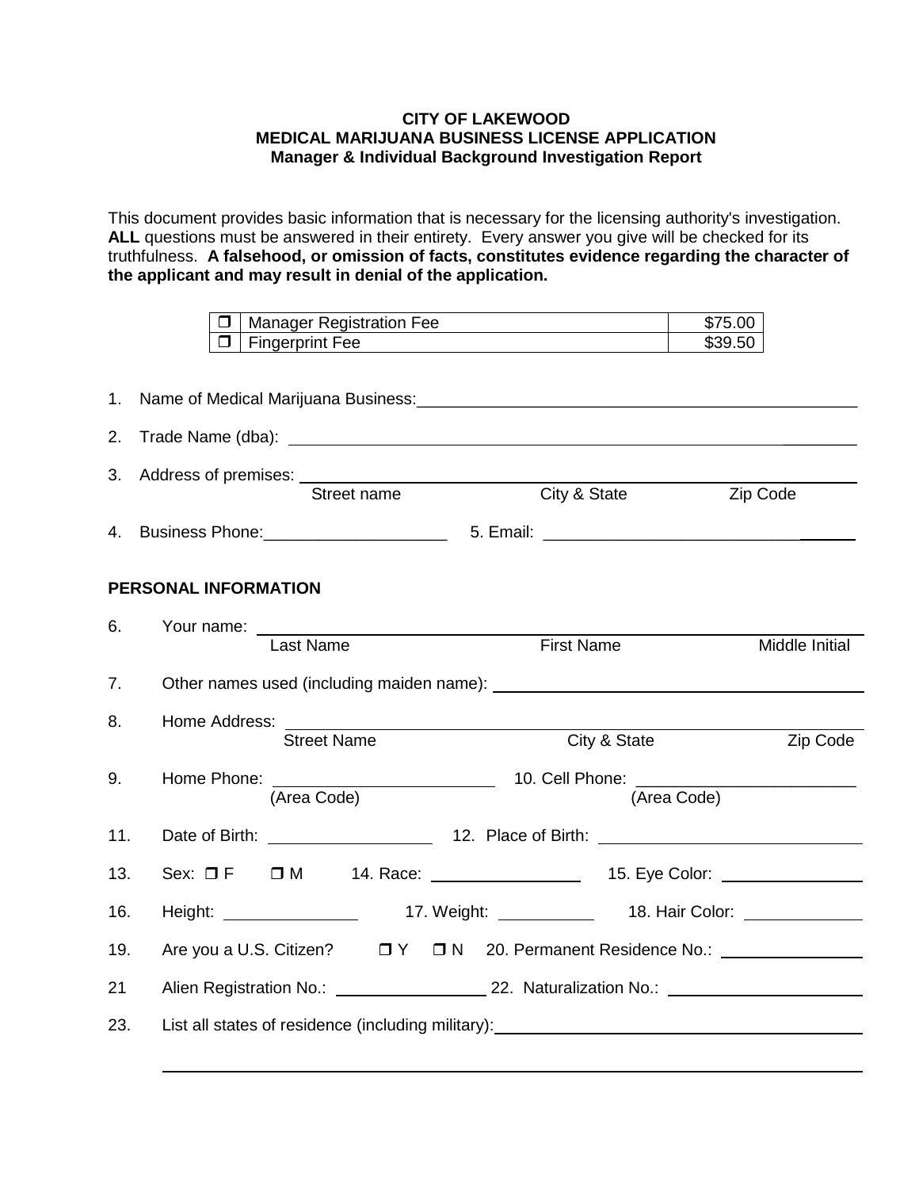**CITY OF LAKEWOOD**
**MEDICAL MARIJUANA BUSINESS LICENSE APPLICATION**
**Manager & Individual Background Investigation Report**

This document provides basic information that is necessary for the licensing authority's investigation. **ALL** questions must be answered in their entirety. Every answer you give will be checked for its truthfulness. **A falsehood, or omission of facts, constitutes evidence regarding the character of the applicant and may result in denial of the application.**

| | | |
|---|---|---|
| ❒ | Manager Registration Fee | $75.00 |
| ❒ | Fingerprint Fee | $39.50 |

1. Name of Medical Marijuana Business: ______________________________

2. Trade Name (dba): ______________________________

3. Address of premises: ______________________________
   Street name    City & State    Zip Code

4. Business Phone: ____________________    5. Email: ______________________________

## PERSONAL INFORMATION

6. Your name: ______________________________
   Last Name    First Name    Middle Initial

7. Other names used (including maiden name): ______________________________

8. Home Address: ______________________________
   Street Name    City & State    Zip Code

9. Home Phone: ____________________ (Area Code)    10. Cell Phone: ____________________ (Area Code)

11. Date of Birth: ____________________    12. Place of Birth: ____________________

13. Sex: ❒ F    ❒ M    14. Race: ____________________    15. Eye Color: ____________________

16. Height: ____________________    17. Weight: ____________________    18. Hair Color: ____________________

19. Are you a U.S. Citizen?    ❒ Y    ❒ N    20. Permanent Residence No.: ____________________

21 Alien Registration No.: ____________________    22. Naturalization No.: ____________________

23. List all states of residence (including military): ______________________________

______________________________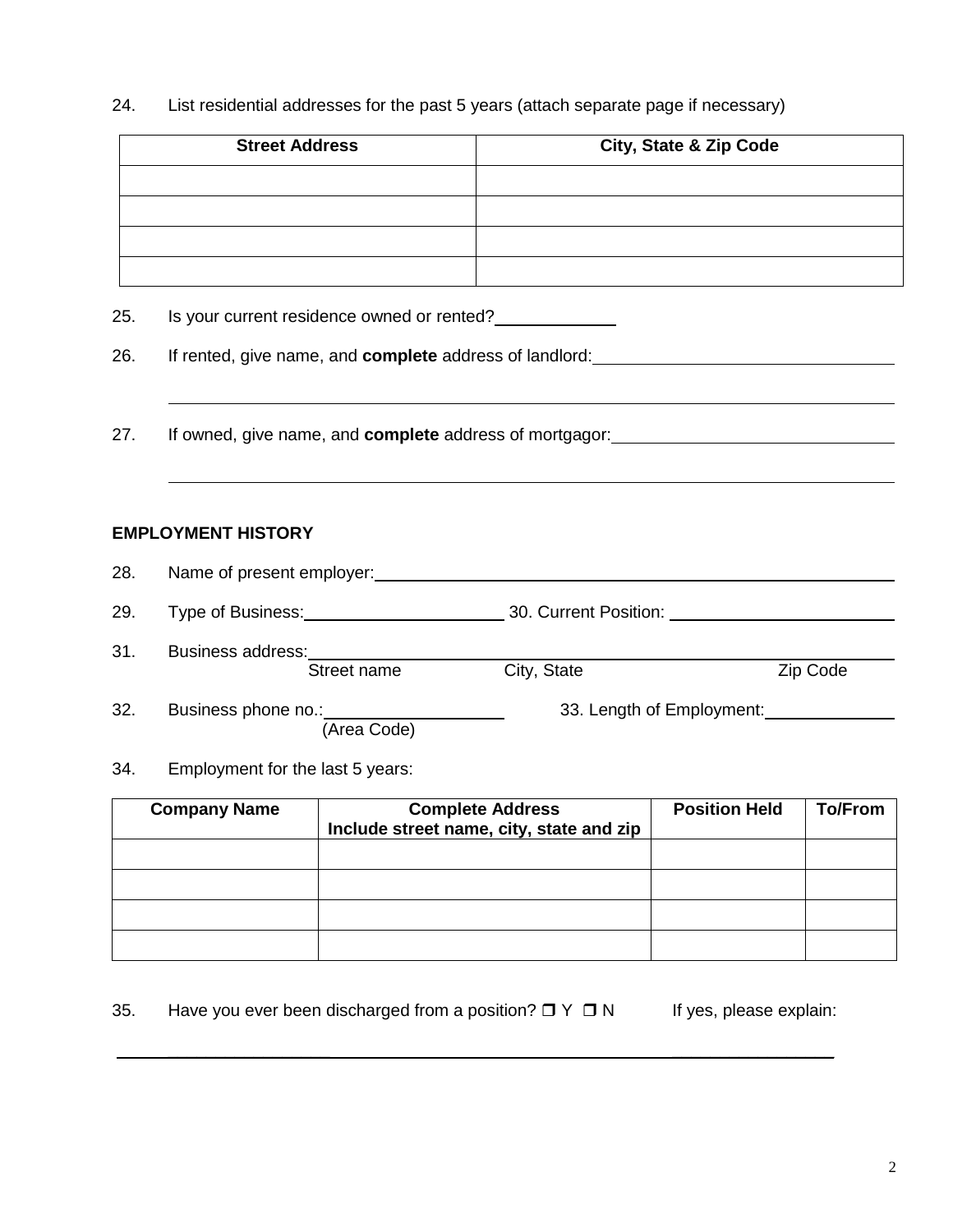24. List residential addresses for the past 5 years (attach separate page if necessary)

| Street Address | City, State & Zip Code |
|---|---|
| | |
| | |
| | |
| | |

25. Is your current residence owned or rented? ____________

26. If rented, give name, and **complete** address of landlord: ______________________________

______________________________________________________________________________

27. If owned, give name, and **complete** address of mortgagor: ______________________________

______________________________________________________________________________

**EMPLOYMENT HISTORY**

28. Name of present employer: ______________________________________________________

29. Type of Business: ______________________ 30. Current Position: ______________________

31. Business address: ______________________________________________________________
Street name City, State Zip Code

32. Business phone no.: __________________ 33. Length of Employment: ______________
(Area Code)

34. Employment for the last 5 years:

| Company Name | Complete Address Include street name, city, state and zip | Position Held | To/From |
|---|---|---|---|
| | | | |
| | | | |
| | | | |
| | | | |

35. Have you ever been discharged from a position? ❐ Y ❐ N If yes, please explain:

______________________________________________________________________________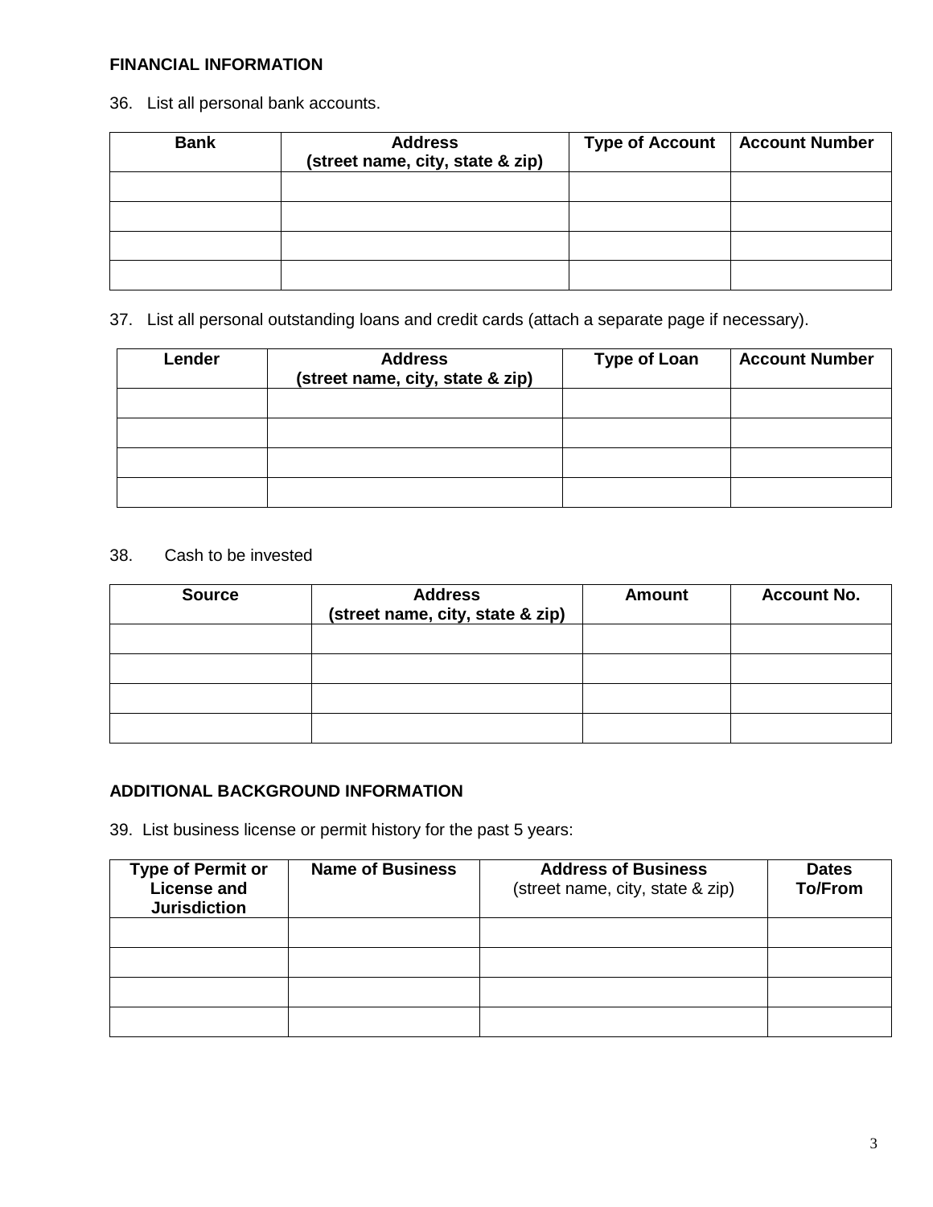## FINANCIAL INFORMATION

36. List all personal bank accounts.

| Bank | Address (street name, city, state & zip) | Type of Account | Account Number |
|---|---|---|---|
| | | | |
| | | | |
| | | | |
| | | | |

37. List all personal outstanding loans and credit cards (attach a separate page if necessary).

| Lender | Address (street name, city, state & zip) | Type of Loan | Account Number |
|---|---|---|---|
| | | | |
| | | | |
| | | | |
| | | | |

38. Cash to be invested

| Source | Address (street name, city, state & zip) | Amount | Account No. |
|---|---|---|---|
| | | | |
| | | | |
| | | | |
| | | | |

## ADDITIONAL BACKGROUND INFORMATION

39. List business license or permit history for the past 5 years:

| Type of Permit or License and Jurisdiction | Name of Business | Address of Business (street name, city, state & zip) | Dates To/From |
|---|---|---|---|
| | | | |
| | | | |
| | | | |
| | | | |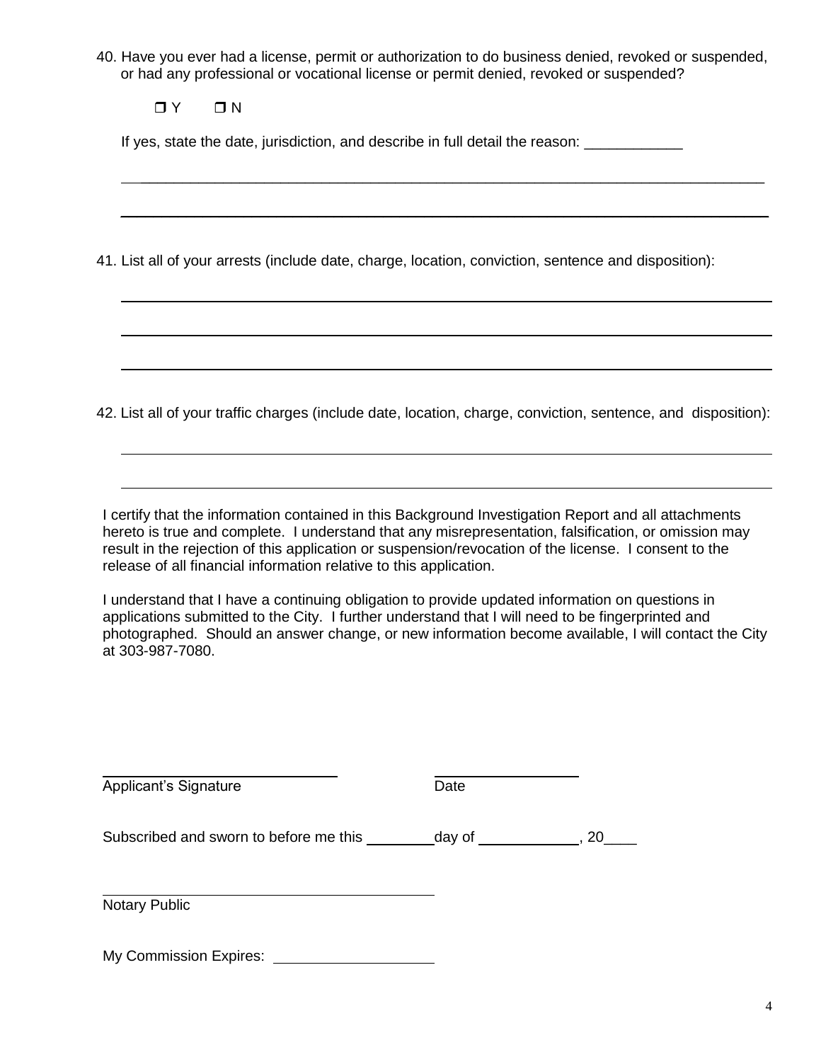40. Have you ever had a license, permit or authorization to do business denied, revoked or suspended, or had any professional or vocational license or permit denied, revoked or suspended?

❒ Y ❒ N

If yes, state the date, jurisdiction, and describe in full detail the reason: ____________

________________________________________________________________________________

________________________________________________________________________________

41. List all of your arrests (include date, charge, location, conviction, sentence and disposition):

________________________________________________________________________________

________________________________________________________________________________

________________________________________________________________________________

42. List all of your traffic charges (include date, location, charge, conviction, sentence, and disposition):

________________________________________________________________________________

________________________________________________________________________________

I certify that the information contained in this Background Investigation Report and all attachments hereto is true and complete. I understand that any misrepresentation, falsification, or omission may result in the rejection of this application or suspension/revocation of the license. I consent to the release of all financial information relative to this application.

I understand that I have a continuing obligation to provide updated information on questions in applications submitted to the City. I further understand that I will need to be fingerprinted and photographed. Should an answer change, or new information become available, I will contact the City at 303-987-7080.

______________________________ ____________________

Applicant's Signature Date

Subscribed and sworn to before me this ________ day of ____________, 20____

________________________________________

Notary Public

My Commission Expires: ____________________